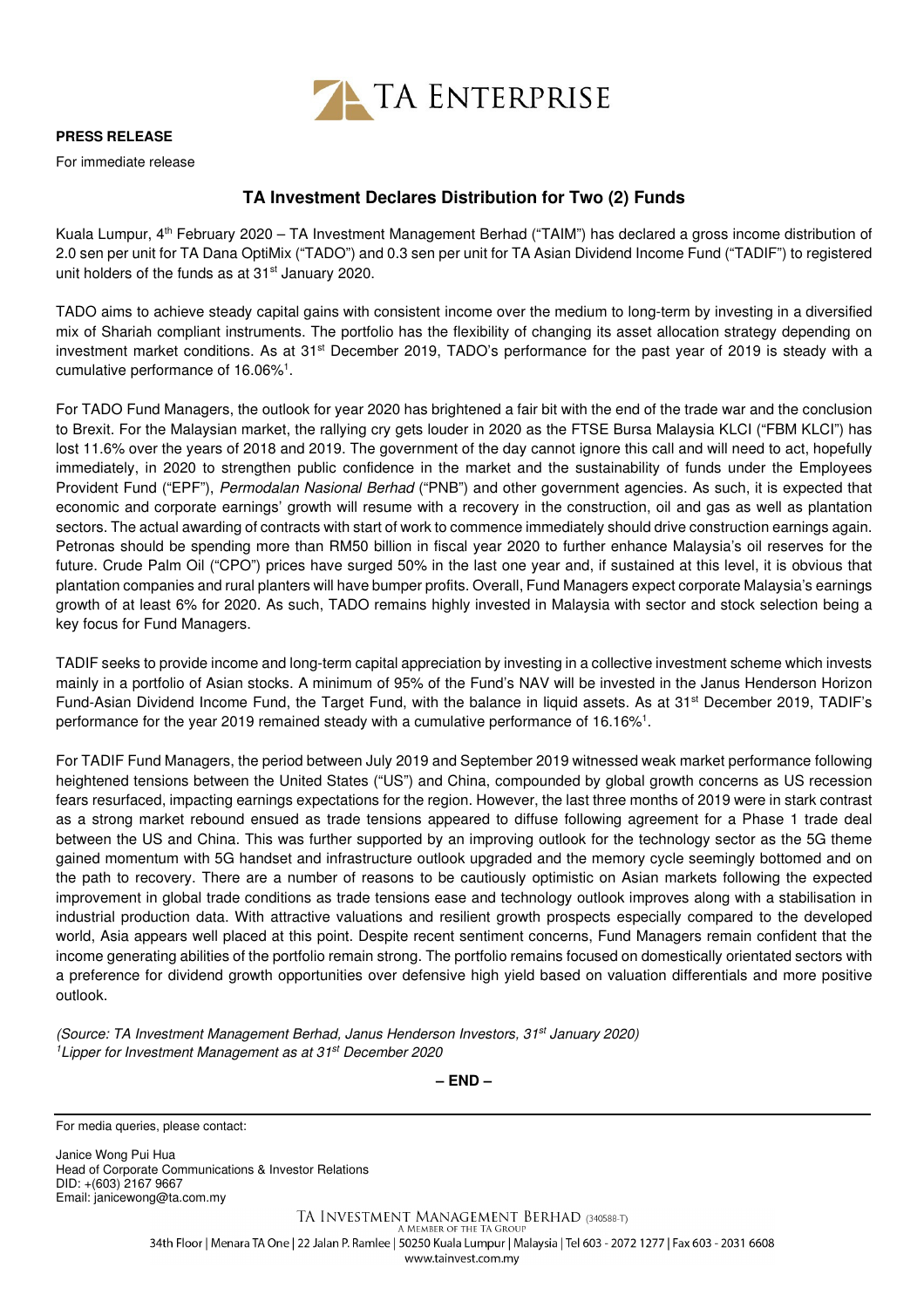TA ENTERPRISE

**PRESS RELEASE**

For immediate release

## TA Investment Declares Distribution for Two (2) Funds

Kuala Lumpur, 4th February 2020 – TA Investment Management Berhad ("TAIM") has declared a gross income distribution of 2.0 sen per unit for TA Dana OptiMix ("TADO") and 0.3 sen per unit for TA Asian Dividend Income Fund ("TADIF") to registered unit holders of the funds as at 31st January 2020.

TADO aims to achieve steady capital gains with consistent income over the medium to long-term by investing in a diversified mix of Shariah compliant instruments. The portfolio has the flexibility of changing its asset allocation strategy depending on investment market conditions. As at 31st December 2019, TADO's performance for the past year of 2019 is steady with a cumulative performance of 16.06%[1].

For TADO Fund Managers, the outlook for year 2020 has brightened a fair bit with the end of the trade war and the conclusion to Brexit. For the Malaysian market, the rallying cry gets louder in 2020 as the FTSE Bursa Malaysia KLCI ("FBM KLCI") has lost 11.6% over the years of 2018 and 2019. The government of the day cannot ignore this call and will need to act, hopefully immediately, in 2020 to strengthen public confidence in the market and the sustainability of funds under the Employees Provident Fund ("EPF"), *Permodalan Nasional Berhad* ("PNB") and other government agencies. As such, it is expected that economic and corporate earnings' growth will resume with a recovery in the construction, oil and gas as well as plantation sectors. The actual awarding of contracts with start of work to commence immediately should drive construction earnings again. Petronas should be spending more than RM50 billion in fiscal year 2020 to further enhance Malaysia's oil reserves for the future. Crude Palm Oil ("CPO") prices have surged 50% in the last one year and, if sustained at this level, it is obvious that plantation companies and rural planters will have bumper profits. Overall, Fund Managers expect corporate Malaysia's earnings growth of at least 6% for 2020. As such, TADO remains highly invested in Malaysia with sector and stock selection being a key focus for Fund Managers.

TADIF seeks to provide income and long-term capital appreciation by investing in a collective investment scheme which invests mainly in a portfolio of Asian stocks. A minimum of 95% of the Fund's NAV will be invested in the Janus Henderson Horizon Fund-Asian Dividend Income Fund, the Target Fund, with the balance in liquid assets. As at 31st December 2019, TADIF's performance for the year 2019 remained steady with a cumulative performance of 16.16%[1].

For TADIF Fund Managers, the period between July 2019 and September 2019 witnessed weak market performance following heightened tensions between the United States ("US") and China, compounded by global growth concerns as US recession fears resurfaced, impacting earnings expectations for the region. However, the last three months of 2019 were in stark contrast as a strong market rebound ensued as trade tensions appeared to diffuse following agreement for a Phase 1 trade deal between the US and China. This was further supported by an improving outlook for the technology sector as the 5G theme gained momentum with 5G handset and infrastructure outlook upgraded and the memory cycle seemingly bottomed and on the path to recovery. There are a number of reasons to be cautiously optimistic on Asian markets following the expected improvement in global trade conditions as trade tensions ease and technology outlook improves along with a stabilisation in industrial production data. With attractive valuations and resilient growth prospects especially compared to the developed world, Asia appears well placed at this point. Despite recent sentiment concerns, Fund Managers remain confident that the income generating abilities of the portfolio remain strong. The portfolio remains focused on domestically orientated sectors with a preference for dividend growth opportunities over defensive high yield based on valuation differentials and more positive outlook.

*(Source: TA Investment Management Berhad, Janus Henderson Investors, 31st January 2020)*
*[1]Lipper for Investment Management as at 31st December 2020*

**– END –**

---

For media queries, please contact:

Janice Wong Pui Hua
Head of Corporate Communications & Investor Relations
DID: +(603) 2167 9667
Email: janicewong@ta.com.my

TA INVESTMENT MANAGEMENT BERHAD (340588-T)
A MEMBER OF THE TA GROUP
34th Floor | Menara TA One | 22 Jalan P. Ramlee | 50250 Kuala Lumpur | Malaysia | Tel 603 - 2072 1277 | Fax 603 - 2031 6608
www.tainvest.com.my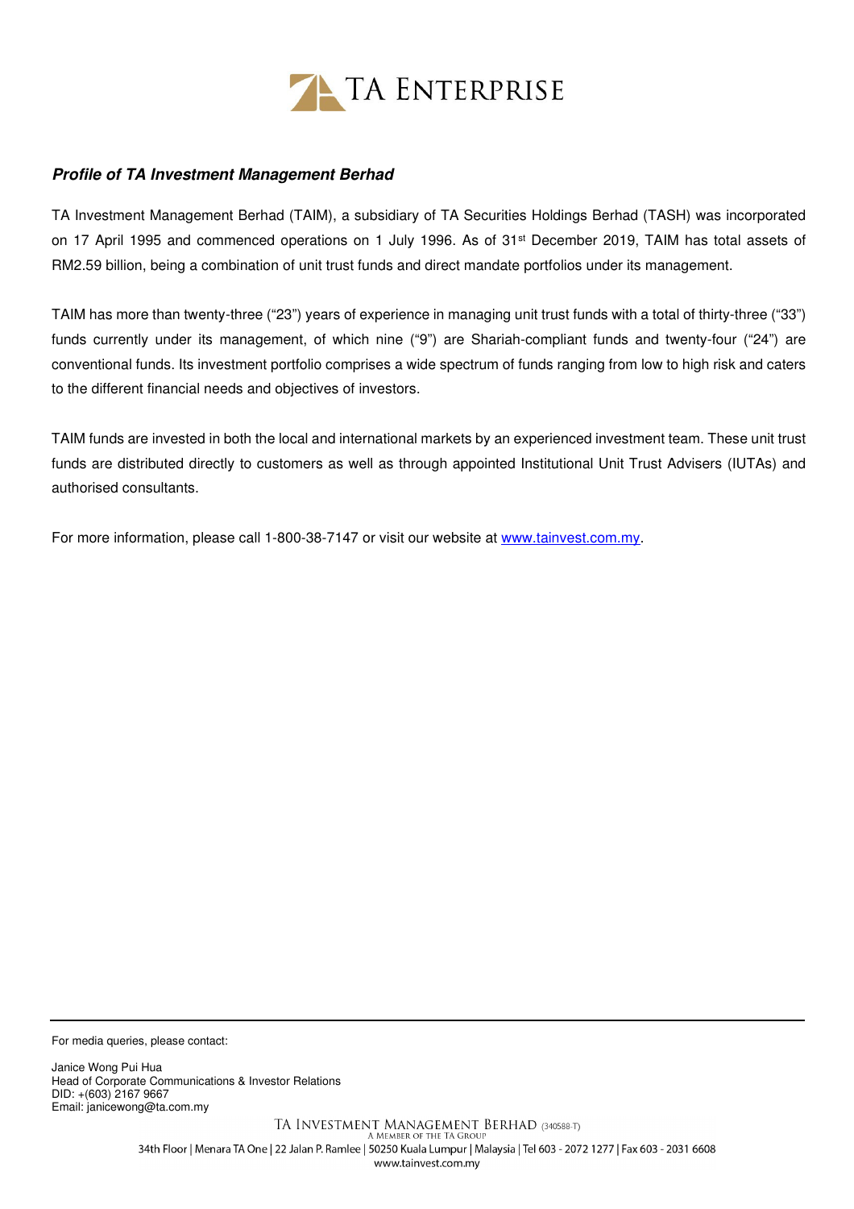***Profile of TA Investment Management Berhad***

TA Investment Management Berhad (TAIM), a subsidiary of TA Securities Holdings Berhad (TASH) was incorporated on 17 April 1995 and commenced operations on 1 July 1996. As of 31st December 2019, TAIM has total assets of RM2.59 billion, being a combination of unit trust funds and direct mandate portfolios under its management.

TAIM has more than twenty-three ("23") years of experience in managing unit trust funds with a total of thirty-three ("33") funds currently under its management, of which nine ("9") are Shariah-compliant funds and twenty-four ("24") are conventional funds. Its investment portfolio comprises a wide spectrum of funds ranging from low to high risk and caters to the different financial needs and objectives of investors.

TAIM funds are invested in both the local and international markets by an experienced investment team. These unit trust funds are distributed directly to customers as well as through appointed Institutional Unit Trust Advisers (IUTAs) and authorised consultants.

For more information, please call 1-800-38-7147 or visit our website at www.tainvest.com.my.

---

For media queries, please contact:

Janice Wong Pui Hua
Head of Corporate Communications & Investor Relations
DID: +(603) 2167 9667
Email: janicewong@ta.com.my